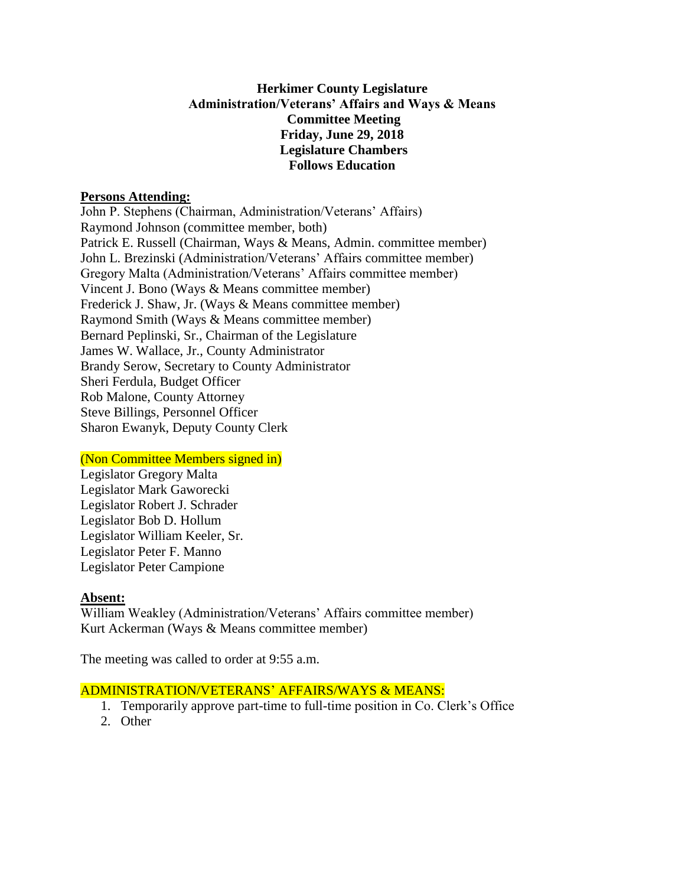**Herkimer County Legislature**
**Administration/Veterans' Affairs and Ways & Means**
**Committee Meeting**
**Friday, June 29, 2018**
**Legislature Chambers**
**Follows Education**

**Persons Attending:**

John P. Stephens (Chairman, Administration/Veterans' Affairs)
Raymond Johnson (committee member, both)
Patrick E. Russell (Chairman, Ways & Means, Admin. committee member)
John L. Brezinski (Administration/Veterans' Affairs committee member)
Gregory Malta (Administration/Veterans' Affairs committee member)
Vincent J. Bono (Ways & Means committee member)
Frederick J. Shaw, Jr. (Ways & Means committee member)
Raymond Smith (Ways & Means committee member)
Bernard Peplinski, Sr., Chairman of the Legislature
James W. Wallace, Jr., County Administrator
Brandy Serow, Secretary to County Administrator
Sheri Ferdula, Budget Officer
Rob Malone, County Attorney
Steve Billings, Personnel Officer
Sharon Ewanyk, Deputy County Clerk

(Non Committee Members signed in)

Legislator Gregory Malta
Legislator Mark Gaworecki
Legislator Robert J. Schrader
Legislator Bob D. Hollum
Legislator William Keeler, Sr.
Legislator Peter F. Manno
Legislator Peter Campione

**Absent:**

William Weakley (Administration/Veterans' Affairs committee member)
Kurt Ackerman (Ways & Means committee member)

The meeting was called to order at 9:55 a.m.

ADMINISTRATION/VETERANS' AFFAIRS/WAYS & MEANS:

1. Temporarily approve part-time to full-time position in Co. Clerk's Office
2. Other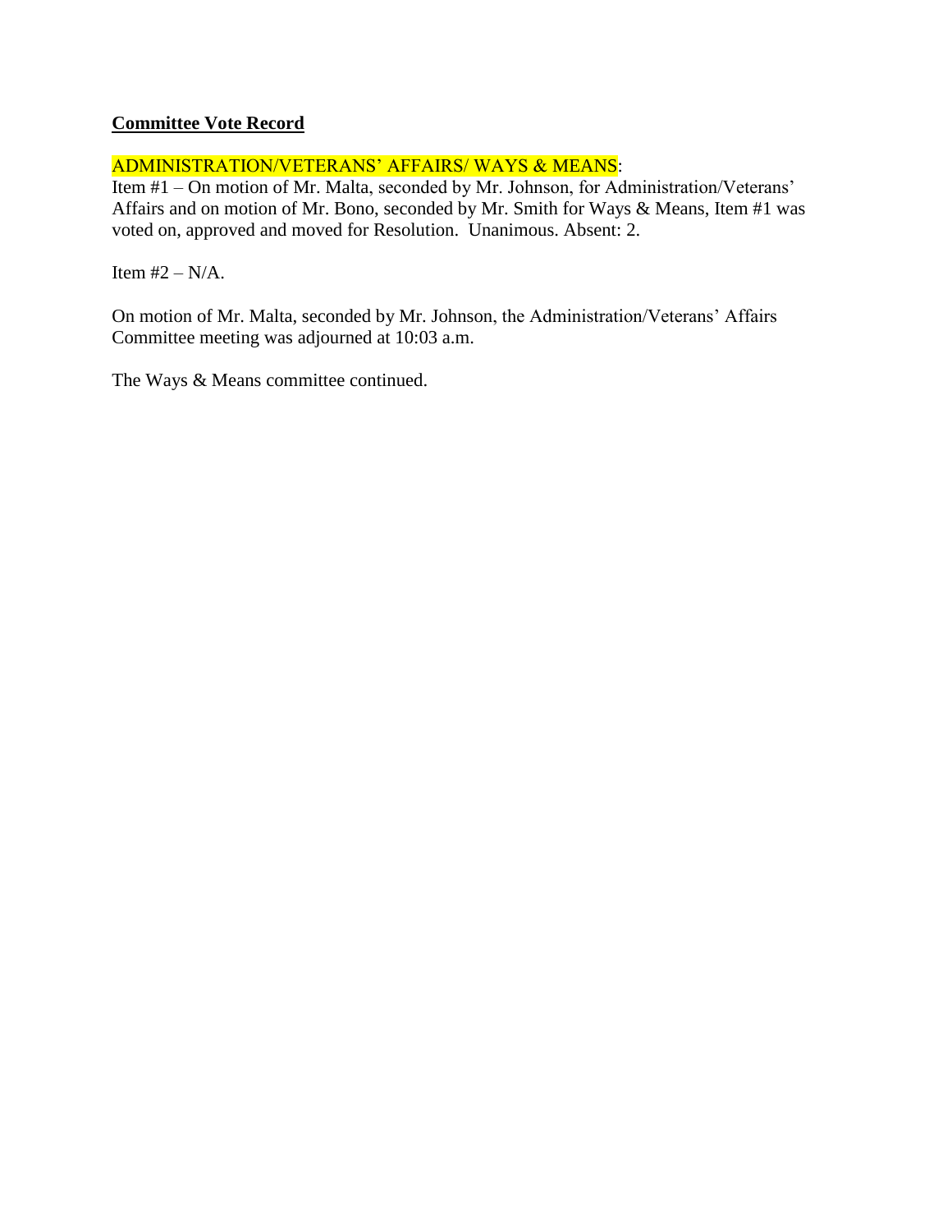**Committee Vote Record**

ADMINISTRATION/VETERANS' AFFAIRS/ WAYS & MEANS:

Item #1 – On motion of Mr. Malta, seconded by Mr. Johnson, for Administration/Veterans' Affairs and on motion of Mr. Bono, seconded by Mr. Smith for Ways & Means, Item #1 was voted on, approved and moved for Resolution. Unanimous. Absent: 2.

Item #2 – N/A.

On motion of Mr. Malta, seconded by Mr. Johnson, the Administration/Veterans' Affairs Committee meeting was adjourned at 10:03 a.m.

The Ways & Means committee continued.